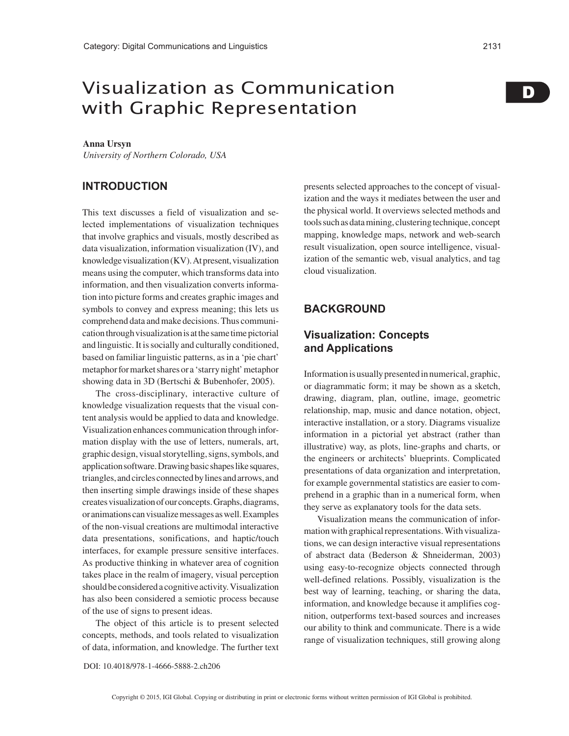# Visualization as Communication with Graphic Representation

**Anna Ursyn**
*University of Northern Colorado, USA*

## INTRODUCTION

This text discusses a field of visualization and selected implementations of visualization techniques that involve graphics and visuals, mostly described as data visualization, information visualization (IV), and knowledge visualization (KV). At present, visualization means using the computer, which transforms data into information, and then visualization converts information into picture forms and creates graphic images and symbols to convey and express meaning; this lets us comprehend data and make decisions. Thus communication through visualization is at the same time pictorial and linguistic. It is socially and culturally conditioned, based on familiar linguistic patterns, as in a 'pie chart' metaphor for market shares or a 'starry night' metaphor showing data in 3D (Bertschi & Bubenhofer, 2005).

The cross-disciplinary, interactive culture of knowledge visualization requests that the visual content analysis would be applied to data and knowledge. Visualization enhances communication through information display with the use of letters, numerals, art, graphic design, visual storytelling, signs, symbols, and application software. Drawing basic shapes like squares, triangles, and circles connected by lines and arrows, and then inserting simple drawings inside of these shapes creates visualization of our concepts. Graphs, diagrams, or animations can visualize messages as well. Examples of the non-visual creations are multimodal interactive data presentations, sonifications, and haptic/touch interfaces, for example pressure sensitive interfaces. As productive thinking in whatever area of cognition takes place in the realm of imagery, visual perception should be considered a cognitive activity. Visualization has also been considered a semiotic process because of the use of signs to present ideas.

The object of this article is to present selected concepts, methods, and tools related to visualization of data, information, and knowledge. The further text presents selected approaches to the concept of visualization and the ways it mediates between the user and the physical world. It overviews selected methods and tools such as data mining, clustering technique, concept mapping, knowledge maps, network and web-search result visualization, open source intelligence, visualization of the semantic web, visual analytics, and tag cloud visualization.

## BACKGROUND

### Visualization: Concepts and Applications

Information is usually presented in numerical, graphic, or diagrammatic form; it may be shown as a sketch, drawing, diagram, plan, outline, image, geometric relationship, map, music and dance notation, object, interactive installation, or a story. Diagrams visualize information in a pictorial yet abstract (rather than illustrative) way, as plots, line-graphs and charts, or the engineers or architects' blueprints. Complicated presentations of data organization and interpretation, for example governmental statistics are easier to comprehend in a graphic than in a numerical form, when they serve as explanatory tools for the data sets.

Visualization means the communication of information with graphical representations. With visualizations, we can design interactive visual representations of abstract data (Bederson & Shneiderman, 2003) using easy-to-recognize objects connected through well-defined relations. Possibly, visualization is the best way of learning, teaching, or sharing the data, information, and knowledge because it amplifies cognition, outperforms text-based sources and increases our ability to think and communicate. There is a wide range of visualization techniques, still growing along

DOI: 10.4018/978-1-4666-5888-2.ch206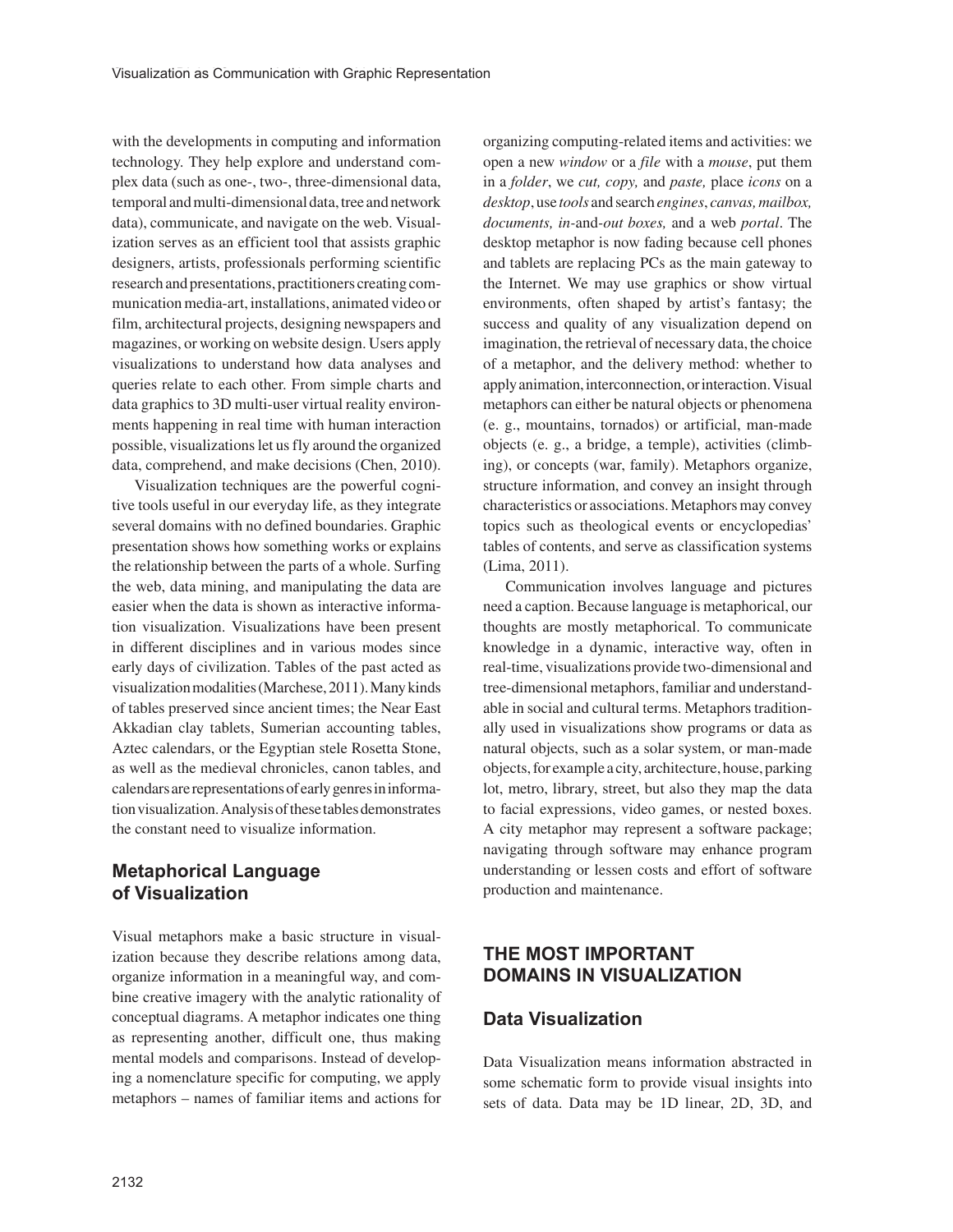with the developments in computing and information technology. They help explore and understand complex data (such as one-, two-, three-dimensional data, temporal and multi-dimensional data, tree and network data), communicate, and navigate on the web. Visualization serves as an efficient tool that assists graphic designers, artists, professionals performing scientific research and presentations, practitioners creating communication media-art, installations, animated video or film, architectural projects, designing newspapers and magazines, or working on website design. Users apply visualizations to understand how data analyses and queries relate to each other. From simple charts and data graphics to 3D multi-user virtual reality environments happening in real time with human interaction possible, visualizations let us fly around the organized data, comprehend, and make decisions (Chen, 2010).

Visualization techniques are the powerful cognitive tools useful in our everyday life, as they integrate several domains with no defined boundaries. Graphic presentation shows how something works or explains the relationship between the parts of a whole. Surfing the web, data mining, and manipulating the data are easier when the data is shown as interactive information visualization. Visualizations have been present in different disciplines and in various modes since early days of civilization. Tables of the past acted as visualization modalities (Marchese, 2011). Many kinds of tables preserved since ancient times; the Near East Akkadian clay tablets, Sumerian accounting tables, Aztec calendars, or the Egyptian stele Rosetta Stone, as well as the medieval chronicles, canon tables, and calendars are representations of early genres in information visualization. Analysis of these tables demonstrates the constant need to visualize information.

### Metaphorical Language of Visualization

Visual metaphors make a basic structure in visualization because they describe relations among data, organize information in a meaningful way, and combine creative imagery with the analytic rationality of conceptual diagrams. A metaphor indicates one thing as representing another, difficult one, thus making mental models and comparisons. Instead of developing a nomenclature specific for computing, we apply metaphors – names of familiar items and actions for organizing computing-related items and activities: we open a new *window* or a *file* with a *mouse*, put them in a *folder*, we *cut, copy,* and *paste,* place *icons* on a *desktop*, use *tools* and search *engines*, *canvas, mailbox, documents, in*-and-*out boxes,* and a web *portal*. The desktop metaphor is now fading because cell phones and tablets are replacing PCs as the main gateway to the Internet. We may use graphics or show virtual environments, often shaped by artist's fantasy; the success and quality of any visualization depend on imagination, the retrieval of necessary data, the choice of a metaphor, and the delivery method: whether to apply animation, interconnection, or interaction. Visual metaphors can either be natural objects or phenomena (e. g., mountains, tornados) or artificial, man-made objects (e. g., a bridge, a temple), activities (climbing), or concepts (war, family). Metaphors organize, structure information, and convey an insight through characteristics or associations. Metaphors may convey topics such as theological events or encyclopedias' tables of contents, and serve as classification systems (Lima, 2011).

Communication involves language and pictures need a caption. Because language is metaphorical, our thoughts are mostly metaphorical. To communicate knowledge in a dynamic, interactive way, often in real-time, visualizations provide two-dimensional and tree-dimensional metaphors, familiar and understandable in social and cultural terms. Metaphors traditionally used in visualizations show programs or data as natural objects, such as a solar system, or man-made objects, for example a city, architecture, house, parking lot, metro, library, street, but also they map the data to facial expressions, video games, or nested boxes. A city metaphor may represent a software package; navigating through software may enhance program understanding or lessen costs and effort of software production and maintenance.

## THE MOST IMPORTANT DOMAINS IN VISUALIZATION

### Data Visualization

Data Visualization means information abstracted in some schematic form to provide visual insights into sets of data. Data may be 1D linear, 2D, 3D, and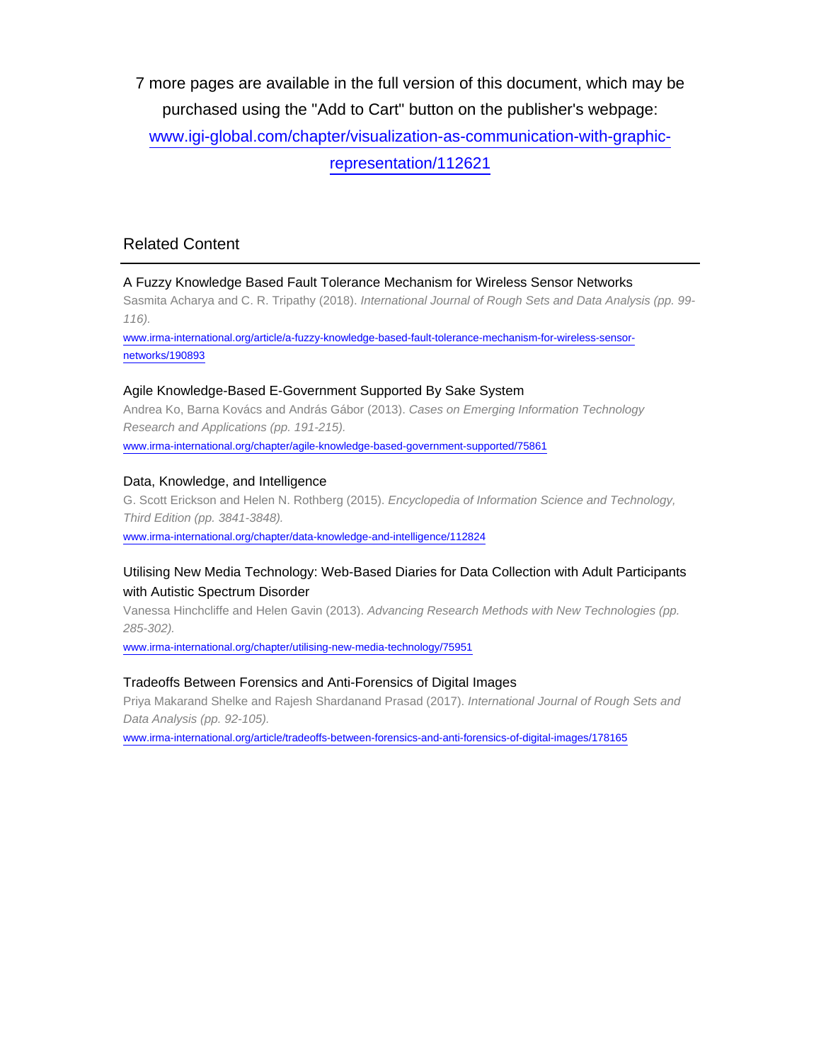7 more pages are available in the full version of this document, which may be purchased using the "Add to Cart" button on the publisher's webpage: [www.igi-global.com/chapter/visualization-as-communication-with-graphic-representation/112621](www.igi-global.com/chapter/visualization-as-communication-with-graphic-representation/112621)

## Related Content

### A Fuzzy Knowledge Based Fault Tolerance Mechanism for Wireless Sensor Networks

Sasmita Acharya and C. R. Tripathy (2018). *International Journal of Rough Sets and Data Analysis (pp. 99-116).*

[www.irma-international.org/article/a-fuzzy-knowledge-based-fault-tolerance-mechanism-for-wireless-sensor-networks/190893](www.irma-international.org/article/a-fuzzy-knowledge-based-fault-tolerance-mechanism-for-wireless-sensor-networks/190893)

### Agile Knowledge-Based E-Government Supported By Sake System

Andrea Ko, Barna Kovács and András Gábor (2013). *Cases on Emerging Information Technology Research and Applications (pp. 191-215).*

[www.irma-international.org/chapter/agile-knowledge-based-government-supported/75861](www.irma-international.org/chapter/agile-knowledge-based-government-supported/75861)

### Data, Knowledge, and Intelligence

G. Scott Erickson and Helen N. Rothberg (2015). *Encyclopedia of Information Science and Technology, Third Edition (pp. 3841-3848).*

[www.irma-international.org/chapter/data-knowledge-and-intelligence/112824](www.irma-international.org/chapter/data-knowledge-and-intelligence/112824)

### Utilising New Media Technology: Web-Based Diaries for Data Collection with Adult Participants with Autistic Spectrum Disorder

Vanessa Hinchcliffe and Helen Gavin (2013). *Advancing Research Methods with New Technologies (pp. 285-302).*

[www.irma-international.org/chapter/utilising-new-media-technology/75951](www.irma-international.org/chapter/utilising-new-media-technology/75951)

### Tradeoffs Between Forensics and Anti-Forensics of Digital Images

Priya Makarand Shelke and Rajesh Shardanand Prasad (2017). *International Journal of Rough Sets and Data Analysis (pp. 92-105).*

[www.irma-international.org/article/tradeoffs-between-forensics-and-anti-forensics-of-digital-images/178165](www.irma-international.org/article/tradeoffs-between-forensics-and-anti-forensics-of-digital-images/178165)